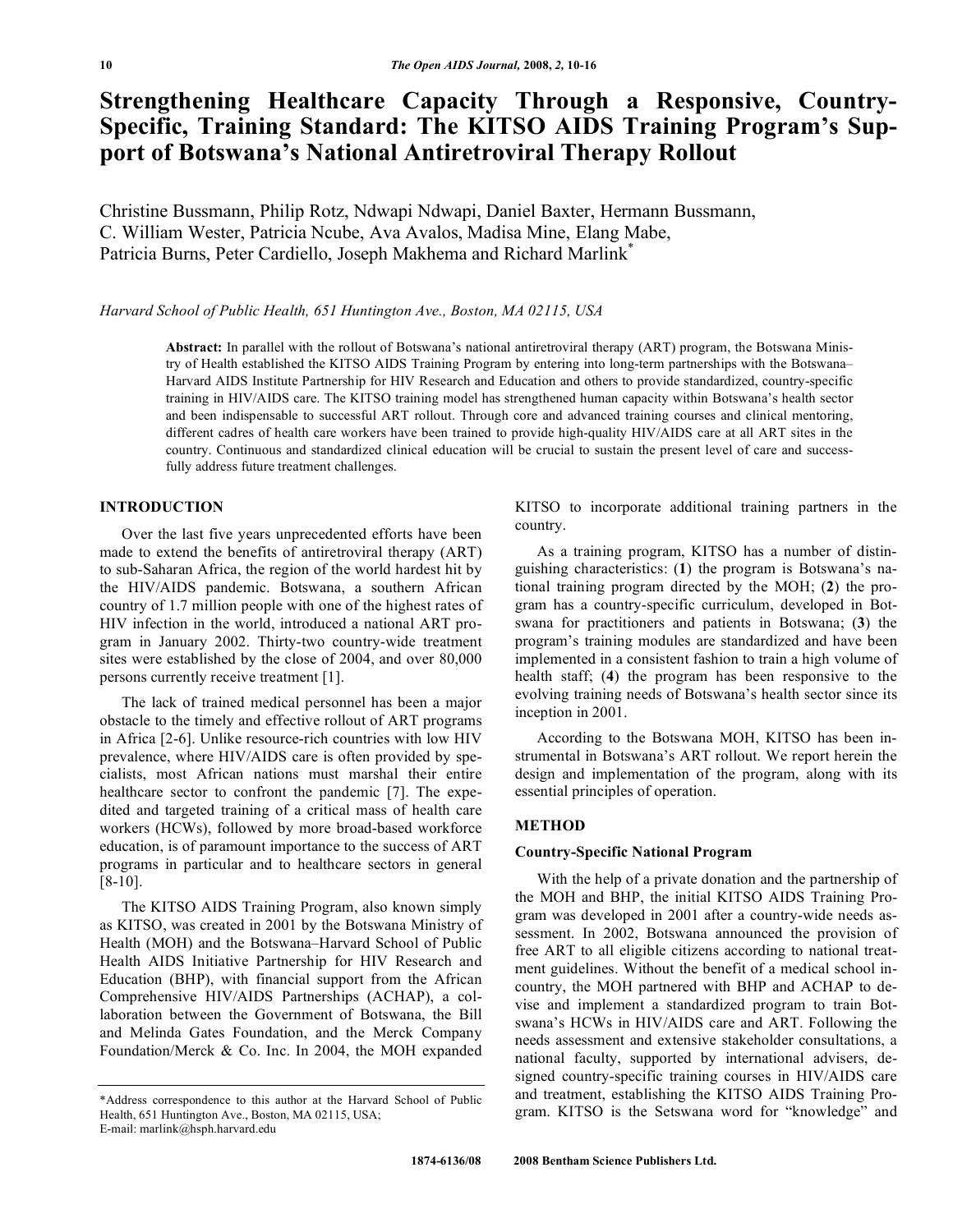# Strengthening Healthcare Capacity Through a Responsive, Country-Specific, Training Standard: The KITSO AIDS Training Program's Support of Botswana's National Antiretroviral Therapy Rollout

Christine Bussmann, Philip Rotz, Ndwapi Ndwapi, Daniel Baxter, Hermann Bussmann, C. William Wester, Patricia Ncube, Ava Avalos, Madisa Mine, Elang Mabe, Patricia Burns, Peter Cardiello, Joseph Makhema and Richard Marlink*

*Harvard School of Public Health, 651 Huntington Ave., Boston, MA 02115, USA*

**Abstract:** In parallel with the rollout of Botswana's national antiretroviral therapy (ART) program, the Botswana Ministry of Health established the KITSO AIDS Training Program by entering into long-term partnerships with the Botswana–Harvard AIDS Institute Partnership for HIV Research and Education and others to provide standardized, country-specific training in HIV/AIDS care. The KITSO training model has strengthened human capacity within Botswana's health sector and been indispensable to successful ART rollout. Through core and advanced training courses and clinical mentoring, different cadres of health care workers have been trained to provide high-quality HIV/AIDS care at all ART sites in the country. Continuous and standardized clinical education will be crucial to sustain the present level of care and successfully address future treatment challenges.

## INTRODUCTION

Over the last five years unprecedented efforts have been made to extend the benefits of antiretroviral therapy (ART) to sub-Saharan Africa, the region of the world hardest hit by the HIV/AIDS pandemic. Botswana, a southern African country of 1.7 million people with one of the highest rates of HIV infection in the world, introduced a national ART program in January 2002. Thirty-two country-wide treatment sites were established by the close of 2004, and over 80,000 persons currently receive treatment [1].

The lack of trained medical personnel has been a major obstacle to the timely and effective rollout of ART programs in Africa [2-6]. Unlike resource-rich countries with low HIV prevalence, where HIV/AIDS care is often provided by specialists, most African nations must marshal their entire healthcare sector to confront the pandemic [7]. The expedited and targeted training of a critical mass of health care workers (HCWs), followed by more broad-based workforce education, is of paramount importance to the success of ART programs in particular and to healthcare sectors in general [8-10].

The KITSO AIDS Training Program, also known simply as KITSO, was created in 2001 by the Botswana Ministry of Health (MOH) and the Botswana–Harvard School of Public Health AIDS Initiative Partnership for HIV Research and Education (BHP), with financial support from the African Comprehensive HIV/AIDS Partnerships (ACHAP), a collaboration between the Government of Botswana, the Bill and Melinda Gates Foundation, and the Merck Company Foundation/Merck & Co. Inc. In 2004, the MOH expanded KITSO to incorporate additional training partners in the country.

As a training program, KITSO has a number of distinguishing characteristics: (**1**) the program is Botswana's national training program directed by the MOH; (**2**) the program has a country-specific curriculum, developed in Botswana for practitioners and patients in Botswana; (**3**) the program's training modules are standardized and have been implemented in a consistent fashion to train a high volume of health staff; (**4**) the program has been responsive to the evolving training needs of Botswana's health sector since its inception in 2001.

According to the Botswana MOH, KITSO has been instrumental in Botswana's ART rollout. We report herein the design and implementation of the program, along with its essential principles of operation.

## METHOD

### Country-Specific National Program

With the help of a private donation and the partnership of the MOH and BHP, the initial KITSO AIDS Training Program was developed in 2001 after a country-wide needs assessment. In 2002, Botswana announced the provision of free ART to all eligible citizens according to national treatment guidelines. Without the benefit of a medical school in-country, the MOH partnered with BHP and ACHAP to devise and implement a standardized program to train Botswana's HCWs in HIV/AIDS care and ART. Following the needs assessment and extensive stakeholder consultations, a national faculty, supported by international advisers, designed country-specific training courses in HIV/AIDS care and treatment, establishing the KITSO AIDS Training Program. KITSO is the Setswana word for "knowledge" and

*Address correspondence to this author at the Harvard School of Public Health, 651 Huntington Ave., Boston, MA 02115, USA; E-mail: marlink@hsph.harvard.edu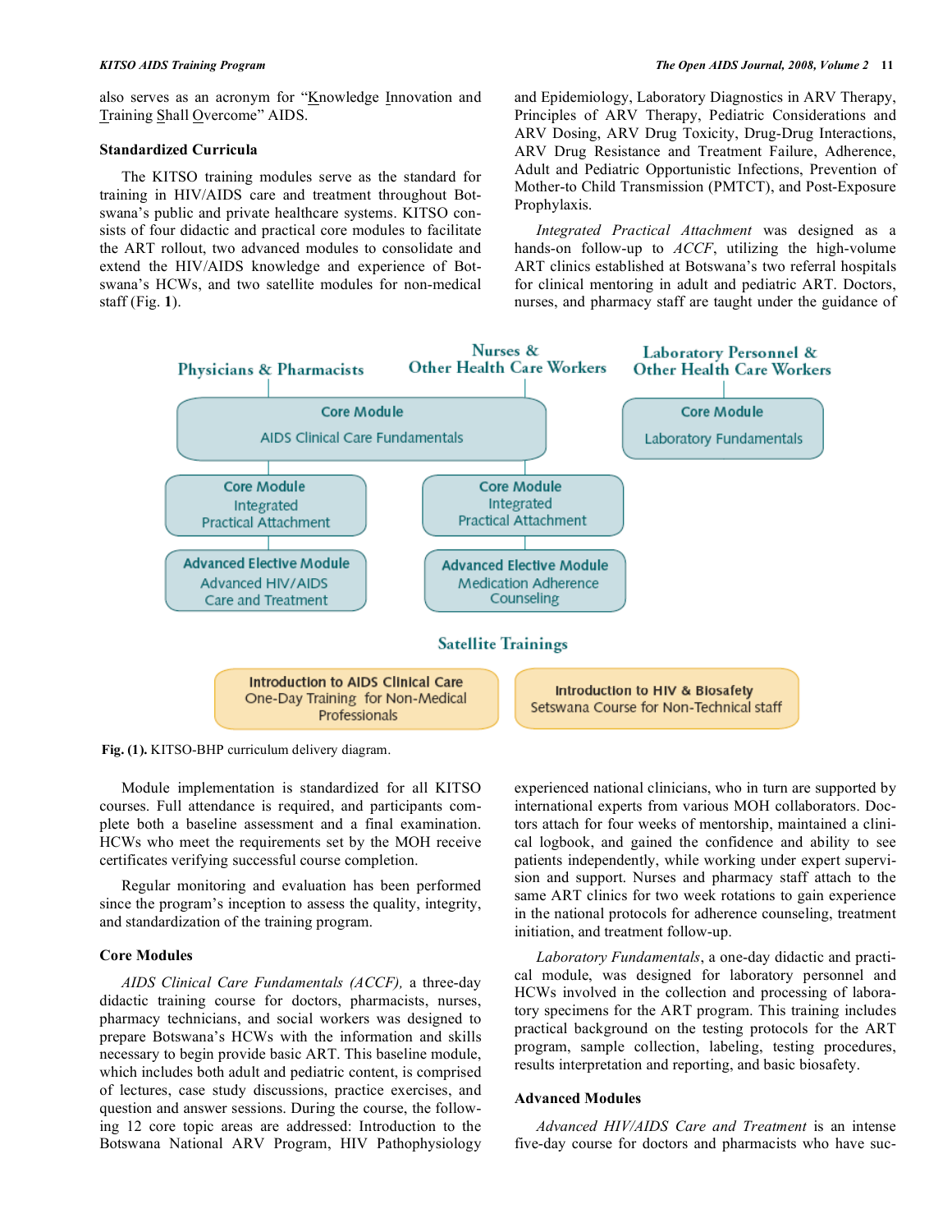also serves as an acronym for "Knowledge Innovation and Training Shall Overcome" AIDS.

### Standardized Curricula

The KITSO training modules serve as the standard for training in HIV/AIDS care and treatment throughout Botswana's public and private healthcare systems. KITSO consists of four didactic and practical core modules to facilitate the ART rollout, two advanced modules to consolidate and extend the HIV/AIDS knowledge and experience of Botswana's HCWs, and two satellite modules for non-medical staff (Fig. **1**).

**Fig. (1).** KITSO-BHP curriculum delivery diagram.

Module implementation is standardized for all KITSO courses. Full attendance is required, and participants complete both a baseline assessment and a final examination. HCWs who meet the requirements set by the MOH receive certificates verifying successful course completion.

Regular monitoring and evaluation has been performed since the program's inception to assess the quality, integrity, and standardization of the training program.

### Core Modules

*AIDS Clinical Care Fundamentals (ACCF),* a three-day didactic training course for doctors, pharmacists, nurses, pharmacy technicians, and social workers was designed to prepare Botswana's HCWs with the information and skills necessary to begin provide basic ART. This baseline module, which includes both adult and pediatric content, is comprised of lectures, case study discussions, practice exercises, and question and answer sessions. During the course, the following 12 core topic areas are addressed: Introduction to the Botswana National ARV Program, HIV Pathophysiology and Epidemiology, Laboratory Diagnostics in ARV Therapy, Principles of ARV Therapy, Pediatric Considerations and ARV Dosing, ARV Drug Toxicity, Drug-Drug Interactions, ARV Drug Resistance and Treatment Failure, Adherence, Adult and Pediatric Opportunistic Infections, Prevention of Mother-to Child Transmission (PMTCT), and Post-Exposure Prophylaxis.

*Integrated Practical Attachment* was designed as a hands-on follow-up to *ACCF*, utilizing the high-volume ART clinics established at Botswana's two referral hospitals for clinical mentoring in adult and pediatric ART. Doctors, nurses, and pharmacy staff are taught under the guidance of experienced national clinicians, who in turn are supported by international experts from various MOH collaborators. Doctors attach for four weeks of mentorship, maintained a clinical logbook, and gained the confidence and ability to see patients independently, while working under expert supervision and support. Nurses and pharmacy staff attach to the same ART clinics for two week rotations to gain experience in the national protocols for adherence counseling, treatment initiation, and treatment follow-up.

*Laboratory Fundamentals*, a one-day didactic and practical module, was designed for laboratory personnel and HCWs involved in the collection and processing of laboratory specimens for the ART program. This training includes practical background on the testing protocols for the ART program, sample collection, labeling, testing procedures, results interpretation and reporting, and basic biosafety.

### Advanced Modules

*Advanced HIV/AIDS Care and Treatment* is an intense five-day course for doctors and pharmacists who have suc-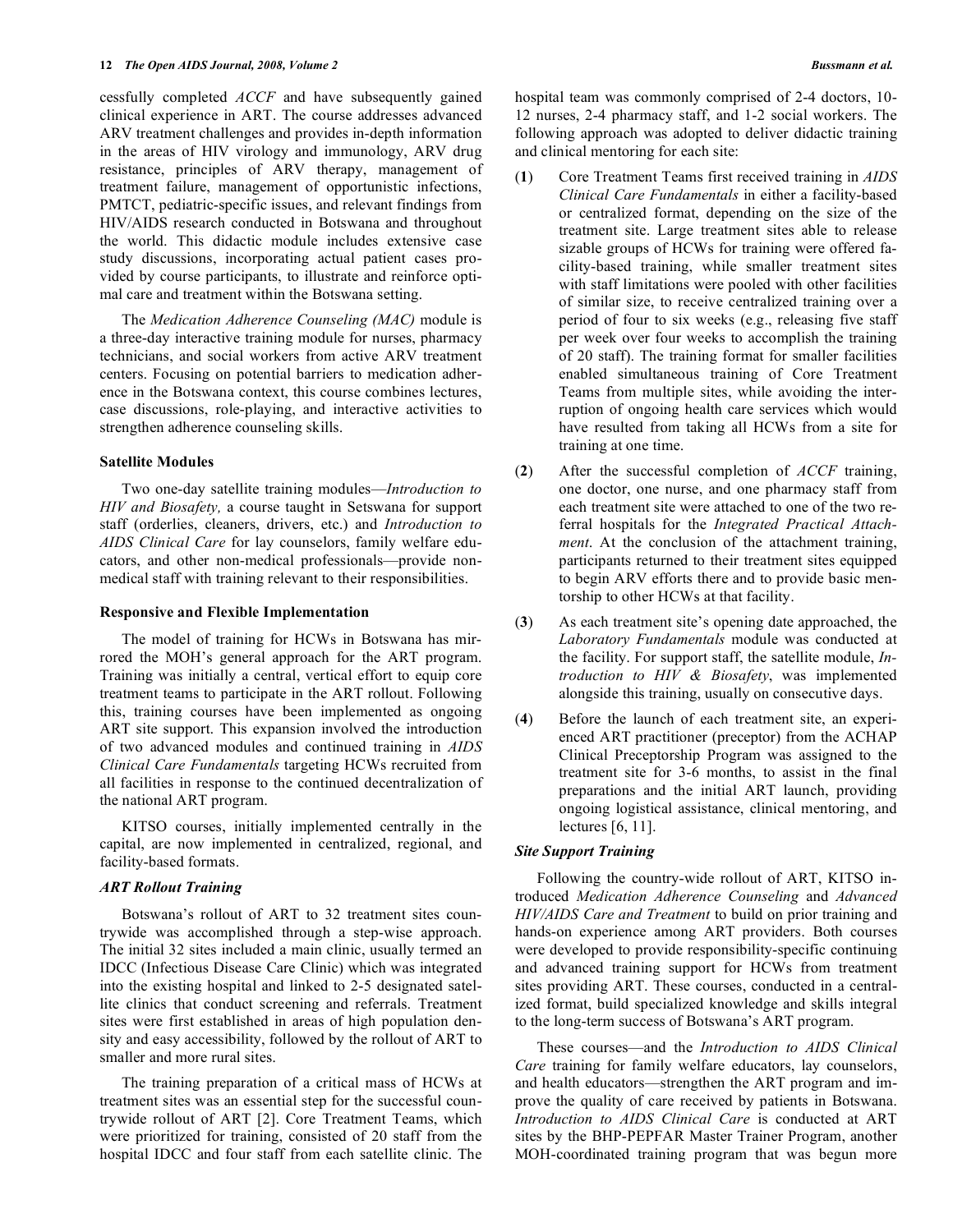cessfully completed *ACCF* and have subsequently gained clinical experience in ART. The course addresses advanced ARV treatment challenges and provides in-depth information in the areas of HIV virology and immunology, ARV drug resistance, principles of ARV therapy, management of treatment failure, management of opportunistic infections, PMTCT, pediatric-specific issues, and relevant findings from HIV/AIDS research conducted in Botswana and throughout the world. This didactic module includes extensive case study discussions, incorporating actual patient cases provided by course participants, to illustrate and reinforce optimal care and treatment within the Botswana setting.

The *Medication Adherence Counseling (MAC)* module is a three-day interactive training module for nurses, pharmacy technicians, and social workers from active ARV treatment centers. Focusing on potential barriers to medication adherence in the Botswana context, this course combines lectures, case discussions, role-playing, and interactive activities to strengthen adherence counseling skills.

### Satellite Modules

Two one-day satellite training modules—*Introduction to HIV and Biosafety,* a course taught in Setswana for support staff (orderlies, cleaners, drivers, etc.) and *Introduction to AIDS Clinical Care* for lay counselors, family welfare educators, and other non-medical professionals—provide non-medical staff with training relevant to their responsibilities.

### Responsive and Flexible Implementation

The model of training for HCWs in Botswana has mirrored the MOH's general approach for the ART program. Training was initially a central, vertical effort to equip core treatment teams to participate in the ART rollout. Following this, training courses have been implemented as ongoing ART site support. This expansion involved the introduction of two advanced modules and continued training in *AIDS Clinical Care Fundamentals* targeting HCWs recruited from all facilities in response to the continued decentralization of the national ART program.

KITSO courses, initially implemented centrally in the capital, are now implemented in centralized, regional, and facility-based formats.

#### *ART Rollout Training*

Botswana's rollout of ART to 32 treatment sites countrywide was accomplished through a step-wise approach. The initial 32 sites included a main clinic, usually termed an IDCC (Infectious Disease Care Clinic) which was integrated into the existing hospital and linked to 2-5 designated satellite clinics that conduct screening and referrals. Treatment sites were first established in areas of high population density and easy accessibility, followed by the rollout of ART to smaller and more rural sites.

The training preparation of a critical mass of HCWs at treatment sites was an essential step for the successful countrywide rollout of ART [2]. Core Treatment Teams, which were prioritized for training, consisted of 20 staff from the hospital IDCC and four staff from each satellite clinic. The hospital team was commonly comprised of 2-4 doctors, 10-12 nurses, 2-4 pharmacy staff, and 1-2 social workers. The following approach was adopted to deliver didactic training and clinical mentoring for each site:

(**1**) Core Treatment Teams first received training in *AIDS Clinical Care Fundamentals* in either a facility-based or centralized format, depending on the size of the treatment site. Large treatment sites able to release sizable groups of HCWs for training were offered facility-based training, while smaller treatment sites with staff limitations were pooled with other facilities of similar size, to receive centralized training over a period of four to six weeks (e.g., releasing five staff per week over four weeks to accomplish the training of 20 staff). The training format for smaller facilities enabled simultaneous training of Core Treatment Teams from multiple sites, while avoiding the interruption of ongoing health care services which would have resulted from taking all HCWs from a site for training at one time.

(**2**) After the successful completion of *ACCF* training, one doctor, one nurse, and one pharmacy staff from each treatment site were attached to one of the two referral hospitals for the *Integrated Practical Attachment*. At the conclusion of the attachment training, participants returned to their treatment sites equipped to begin ARV efforts there and to provide basic mentorship to other HCWs at that facility.

(**3**) As each treatment site's opening date approached, the *Laboratory Fundamentals* module was conducted at the facility. For support staff, the satellite module, *Introduction to HIV & Biosafety*, was implemented alongside this training, usually on consecutive days.

(**4**) Before the launch of each treatment site, an experienced ART practitioner (preceptor) from the ACHAP Clinical Preceptorship Program was assigned to the treatment site for 3-6 months, to assist in the final preparations and the initial ART launch, providing ongoing logistical assistance, clinical mentoring, and lectures [6, 11].

#### *Site Support Training*

Following the country-wide rollout of ART, KITSO introduced *Medication Adherence Counseling* and *Advanced HIV/AIDS Care and Treatment* to build on prior training and hands-on experience among ART providers. Both courses were developed to provide responsibility-specific continuing and advanced training support for HCWs from treatment sites providing ART. These courses, conducted in a centralized format, build specialized knowledge and skills integral to the long-term success of Botswana's ART program.

These courses—and the *Introduction to AIDS Clinical Care* training for family welfare educators, lay counselors, and health educators—strengthen the ART program and improve the quality of care received by patients in Botswana. *Introduction to AIDS Clinical Care* is conducted at ART sites by the BHP-PEPFAR Master Trainer Program, another MOH-coordinated training program that was begun more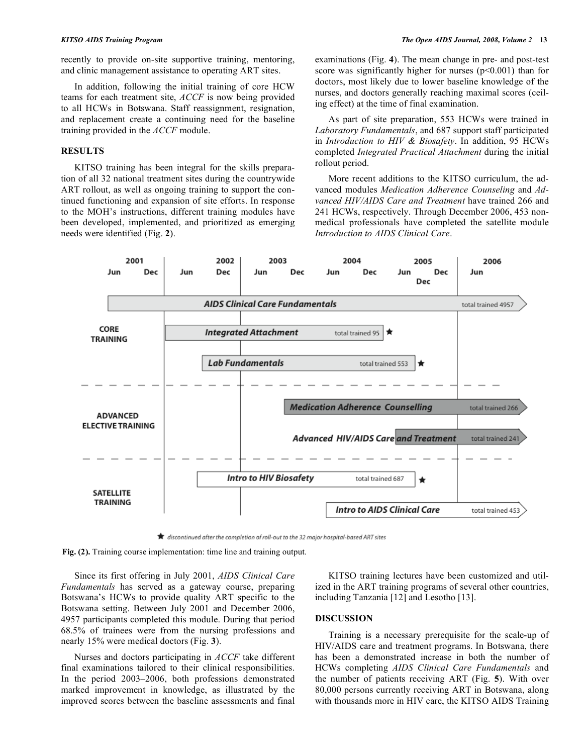recently to provide on-site supportive training, mentoring, and clinic management assistance to operating ART sites.

In addition, following the initial training of core HCW teams for each treatment site, *ACCF* is now being provided to all HCWs in Botswana. Staff reassignment, resignation, and replacement create a continuing need for the baseline training provided in the *ACCF* module.

## RESULTS

KITSO training has been integral for the skills preparation of all 32 national treatment sites during the countrywide ART rollout, as well as ongoing training to support the continued functioning and expansion of site efforts. In response to the MOH's instructions, different training modules have been developed, implemented, and prioritized as emerging needs were identified (Fig. **2**).

examinations (Fig. **4**). The mean change in pre- and post-test score was significantly higher for nurses ($p<0.001$) than for doctors, most likely due to lower baseline knowledge of the nurses, and doctors generally reaching maximal scores (ceiling effect) at the time of final examination.

As part of site preparation, 553 HCWs were trained in *Laboratory Fundamentals*, and 687 support staff participated in *Introduction to HIV & Biosafety*. In addition, 95 HCWs completed *Integrated Practical Attachment* during the initial rollout period.

More recent additions to the KITSO curriculum, the advanced modules *Medication Adherence Counseling* and *Advanced HIV/AIDS Care and Treatment* have trained 266 and 241 HCWs, respectively. Through December 2006, 453 non-medical professionals have completed the satellite module *Introduction to AIDS Clinical Care*.

| Category | Course | Total trained |
|---|---|---|
| CORE TRAINING | AIDS Clinical Care Fundamentals | 4957 |
| CORE TRAINING | Integrated Attachment ★ | 95 |
| CORE TRAINING | Lab Fundamentals ★ | 553 |
| ADVANCED ELECTIVE TRAINING | Medication Adherence Counselling | 266 |
| ADVANCED ELECTIVE TRAINING | Advanced HIV/AIDS Care and Treatment | 241 |
| SATELLITE TRAINING | Intro to HIV Biosafety ★ | 687 |
| SATELLITE TRAINING | Intro to AIDS Clinical Care | 453 |

★ discontinued after the completion of roll-out to the 32 major hospital-based ART sites

**Fig. (2).** Training course implementation: time line and training output.

Since its first offering in July 2001, *AIDS Clinical Care Fundamentals* has served as a gateway course, preparing Botswana's HCWs to provide quality ART specific to the Botswana setting. Between July 2001 and December 2006, 4957 participants completed this module. During that period 68.5% of trainees were from the nursing professions and nearly 15% were medical doctors (Fig. **3**).

Nurses and doctors participating in *ACCF* take different final examinations tailored to their clinical responsibilities. In the period 2003–2006, both professions demonstrated marked improvement in knowledge, as illustrated by the improved scores between the baseline assessments and final examinations (Fig. **4**).

KITSO training lectures have been customized and utilized in the ART training programs of several other countries, including Tanzania [12] and Lesotho [13].

## DISCUSSION

Training is a necessary prerequisite for the scale-up of HIV/AIDS care and treatment programs. In Botswana, there has been a demonstrated increase in both the number of HCWs completing *AIDS Clinical Care Fundamentals* and the number of patients receiving ART (Fig. **5**). With over 80,000 persons currently receiving ART in Botswana, along with thousands more in HIV care, the KITSO AIDS Training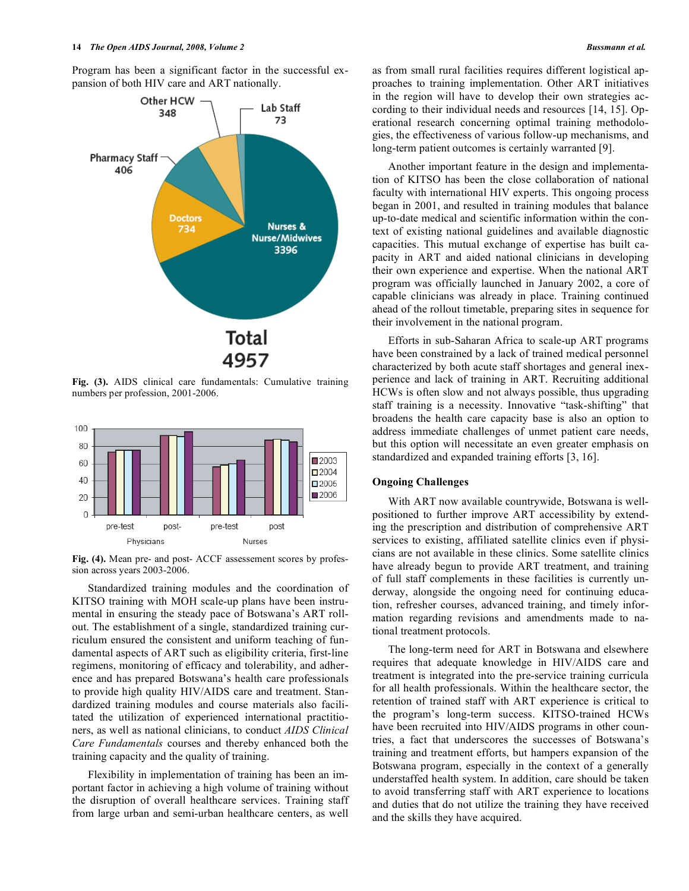Program has been a significant factor in the successful expansion of both HIV care and ART nationally.

Fig. (3). AIDS clinical care fundamentals: Cumulative training numbers per profession, 2001-2006.

Fig. (4). Mean pre- and post- ACCF assessement scores by profession across years 2003-2006.

Standardized training modules and the coordination of KITSO training with MOH scale-up plans have been instrumental in ensuring the steady pace of Botswana's ART rollout. The establishment of a single, standardized training curriculum ensured the consistent and uniform teaching of fundamental aspects of ART such as eligibility criteria, first-line regimens, monitoring of efficacy and tolerability, and adherence and has prepared Botswana's health care professionals to provide high quality HIV/AIDS care and treatment. Standardized training modules and course materials also facilitated the utilization of experienced international practitioners, as well as national clinicians, to conduct *AIDS Clinical Care Fundamentals* courses and thereby enhanced both the training capacity and the quality of training.

Flexibility in implementation of training has been an important factor in achieving a high volume of training without the disruption of overall healthcare services. Training staff from large urban and semi-urban healthcare centers, as well as from small rural facilities requires different logistical approaches to training implementation. Other ART initiatives in the region will have to develop their own strategies according to their individual needs and resources [14, 15]. Operational research concerning optimal training methodologies, the effectiveness of various follow-up mechanisms, and long-term patient outcomes is certainly warranted [9].

Another important feature in the design and implementation of KITSO has been the close collaboration of national faculty with international HIV experts. This ongoing process began in 2001, and resulted in training modules that balance up-to-date medical and scientific information within the context of existing national guidelines and available diagnostic capacities. This mutual exchange of expertise has built capacity in ART and aided national clinicians in developing their own experience and expertise. When the national ART program was officially launched in January 2002, a core of capable clinicians was already in place. Training continued ahead of the rollout timetable, preparing sites in sequence for their involvement in the national program.

Efforts in sub-Saharan Africa to scale-up ART programs have been constrained by a lack of trained medical personnel characterized by both acute staff shortages and general inexperience and lack of training in ART. Recruiting additional HCWs is often slow and not always possible, thus upgrading staff training is a necessity. Innovative "task-shifting" that broadens the health care capacity base is also an option to address immediate challenges of unmet patient care needs, but this option will necessitate an even greater emphasis on standardized and expanded training efforts [3, 16].

## Ongoing Challenges

With ART now available countrywide, Botswana is well-positioned to further improve ART accessibility by extending the prescription and distribution of comprehensive ART services to existing, affiliated satellite clinics even if physicians are not available in these clinics. Some satellite clinics have already begun to provide ART treatment, and training of full staff complements in these facilities is currently underway, alongside the ongoing need for continuing education, refresher courses, advanced training, and timely information regarding revisions and amendments made to national treatment protocols.

The long-term need for ART in Botswana and elsewhere requires that adequate knowledge in HIV/AIDS care and treatment is integrated into the pre-service training curricula for all health professionals. Within the healthcare sector, the retention of trained staff with ART experience is critical to the program's long-term success. KITSO-trained HCWs have been recruited into HIV/AIDS programs in other countries, a fact that underscores the successes of Botswana's training and treatment efforts, but hampers expansion of the Botswana program, especially in the context of a generally understaffed health system. In addition, care should be taken to avoid transferring staff with ART experience to locations and duties that do not utilize the training they have received and the skills they have acquired.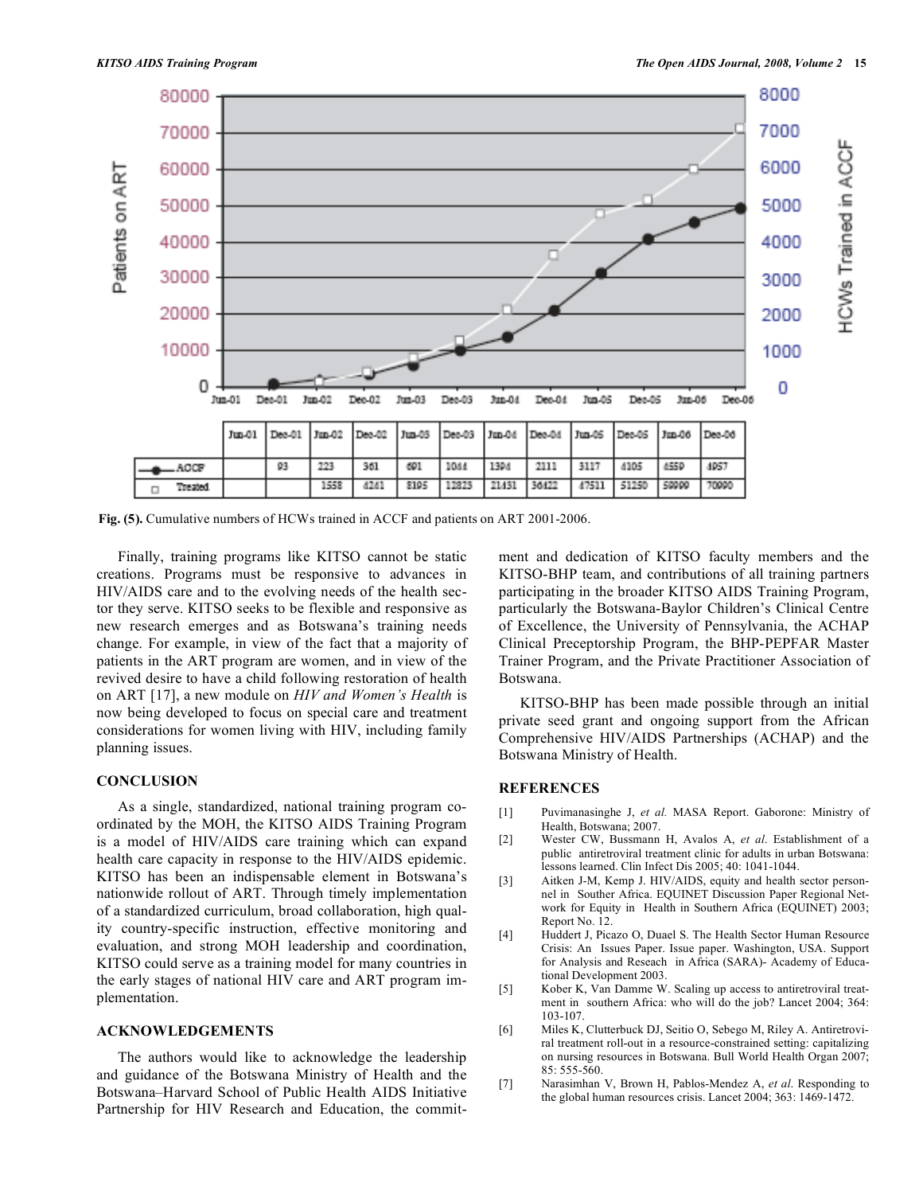| | Jun-01 | Dec-01 | Jun-02 | Dec-02 | Jun-03 | Dec-03 | Jun-04 | Dec-04 | Jun-05 | Dec-05 | Jun-06 | Dec-06 |
|---|---|---|---|---|---|---|---|---|---|---|---|---|
| ACCF | | 93 | 223 | 361 | 691 | 1044 | 1394 | 2111 | 3117 | 4105 | 4550 | 4957 |
| Treated | | | 1558 | 4261 | 8195 | 12823 | 21431 | 36422 | 47511 | 51250 | 59999 | 70990 |

**Fig. (5).** Cumulative numbers of HCWs trained in ACCF and patients on ART 2001-2006.

Finally, training programs like KITSO cannot be static creations. Programs must be responsive to advances in HIV/AIDS care and to the evolving needs of the health sector they serve. KITSO seeks to be flexible and responsive as new research emerges and as Botswana's training needs change. For example, in view of the fact that a majority of patients in the ART program are women, and in view of the revived desire to have a child following restoration of health on ART [17], a new module on *HIV and Women's Health* is now being developed to focus on special care and treatment considerations for women living with HIV, including family planning issues.

## CONCLUSION

As a single, standardized, national training program coordinated by the MOH, the KITSO AIDS Training Program is a model of HIV/AIDS care training which can expand health care capacity in response to the HIV/AIDS epidemic. KITSO has been an indispensable element in Botswana's nationwide rollout of ART. Through timely implementation of a standardized curriculum, broad collaboration, high quality country-specific instruction, effective monitoring and evaluation, and strong MOH leadership and coordination, KITSO could serve as a training model for many countries in the early stages of national HIV care and ART program implementation.

## ACKNOWLEDGEMENTS

The authors would like to acknowledge the leadership and guidance of the Botswana Ministry of Health and the Botswana–Harvard School of Public Health AIDS Initiative Partnership for HIV Research and Education, the commitment and dedication of KITSO faculty members and the KITSO-BHP team, and contributions of all training partners participating in the broader KITSO AIDS Training Program, particularly the Botswana-Baylor Children's Clinical Centre of Excellence, the University of Pennsylvania, the ACHAP Clinical Preceptorship Program, the BHP-PEPFAR Master Trainer Program, and the Private Practitioner Association of Botswana.

KITSO-BHP has been made possible through an initial private seed grant and ongoing support from the African Comprehensive HIV/AIDS Partnerships (ACHAP) and the Botswana Ministry of Health.

## REFERENCES

[1] Puvimanasinghe J, *et al.* MASA Report. Gaborone: Ministry of Health, Botswana; 2007.

[2] Wester CW, Bussmann H, Avalos A, *et al*. Establishment of a public antiretroviral treatment clinic for adults in urban Botswana: lessons learned. Clin Infect Dis 2005; 40: 1041-1044.

[3] Aitken J-M, Kemp J. HIV/AIDS, equity and health sector personnel in Souther Africa. EQUINET Discussion Paper Regional Network for Equity in Health in Southern Africa (EQUINET) 2003; Report No. 12.

[4] Huddert J, Picazo O, Duael S. The Health Sector Human Resource Crisis: An Issues Paper. Issue paper. Washington, USA. Support for Analysis and Reseach in Africa (SARA)- Academy of Educational Development 2003.

[5] Kober K, Van Damme W. Scaling up access to antiretroviral treatment in southern Africa: who will do the job? Lancet 2004; 364: 103-107.

[6] Miles K, Clutterbuck DJ, Seitio O, Sebego M, Riley A. Antiretroviral treatment roll-out in a resource-constrained setting: capitalizing on nursing resources in Botswana. Bull World Health Organ 2007; 85: 555-560.

[7] Narasimhan V, Brown H, Pablos-Mendez A, *et al*. Responding to the global human resources crisis. Lancet 2004; 363: 1469-1472.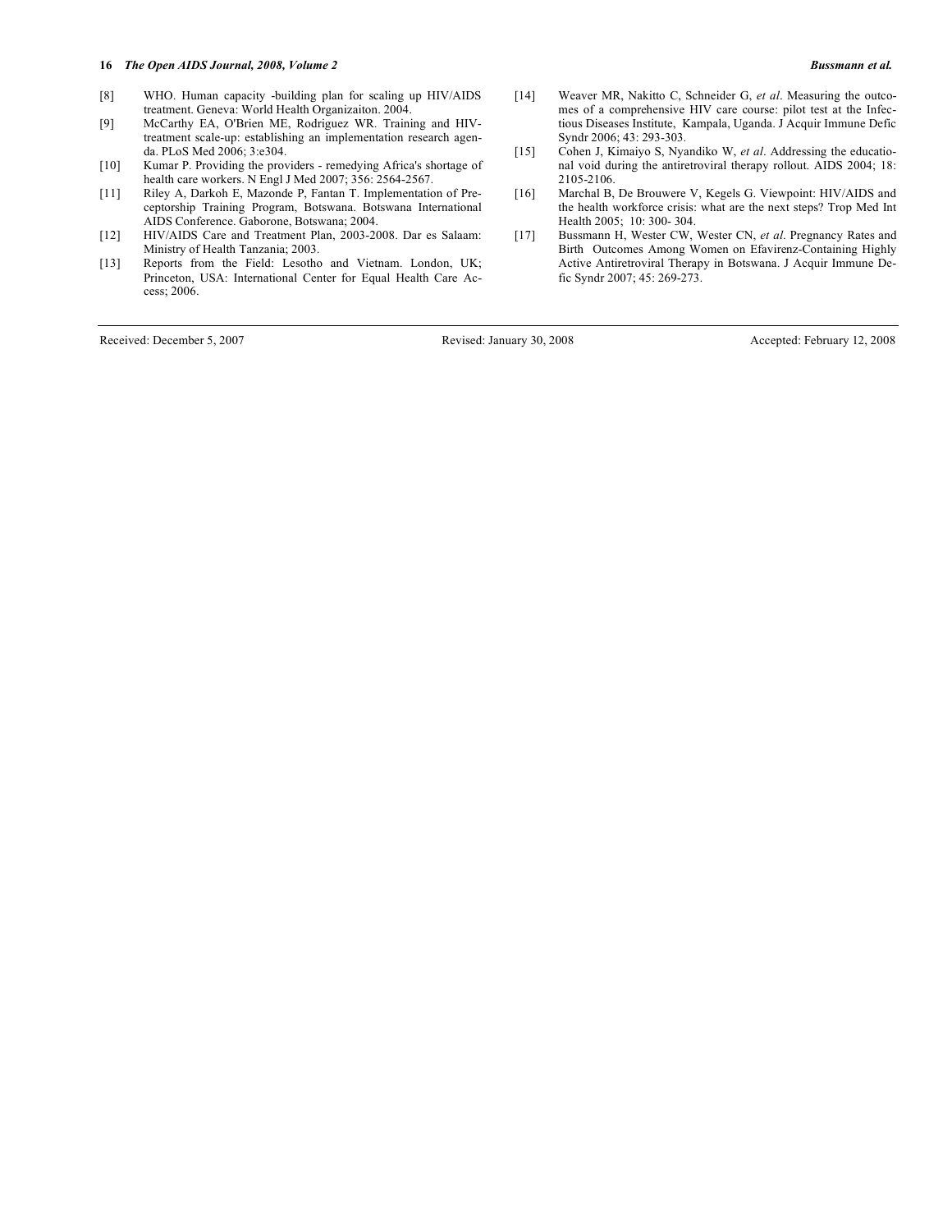[8] WHO. Human capacity -building plan for scaling up HIV/AIDS treatment. Geneva: World Health Organizaiton. 2004.

[9] McCarthy EA, O'Brien ME, Rodriguez WR. Training and HIV-treatment scale-up: establishing an implementation research agenda. PLoS Med 2006; 3:e304.

[10] Kumar P. Providing the providers - remedying Africa's shortage of health care workers. N Engl J Med 2007; 356: 2564-2567.

[11] Riley A, Darkoh E, Mazonde P, Fantan T. Implementation of Preceptorship Training Program, Botswana. Botswana International AIDS Conference. Gaborone, Botswana; 2004.

[12] HIV/AIDS Care and Treatment Plan, 2003-2008. Dar es Salaam: Ministry of Health Tanzania; 2003.

[13] Reports from the Field: Lesotho and Vietnam. London, UK; Princeton, USA: International Center for Equal Health Care Access; 2006.

[14] Weaver MR, Nakitto C, Schneider G, *et al*. Measuring the outcomes of a comprehensive HIV care course: pilot test at the Infectious Diseases Institute, Kampala, Uganda. J Acquir Immune Defic Syndr 2006; 43: 293-303.

[15] Cohen J, Kimaiyo S, Nyandiko W, *et al*. Addressing the educational void during the antiretroviral therapy rollout. AIDS 2004; 18: 2105-2106.

[16] Marchal B, De Brouwere V, Kegels G. Viewpoint: HIV/AIDS and the health workforce crisis: what are the next steps? Trop Med Int Health 2005; 10: 300- 304.

[17] Bussmann H, Wester CW, Wester CN, *et al*. Pregnancy Rates and Birth Outcomes Among Women on Efavirenz-Containing Highly Active Antiretroviral Therapy in Botswana. J Acquir Immune Defic Syndr 2007; 45: 269-273.

---

Received: December 5, 2007 Revised: January 30, 2008 Accepted: February 12, 2008